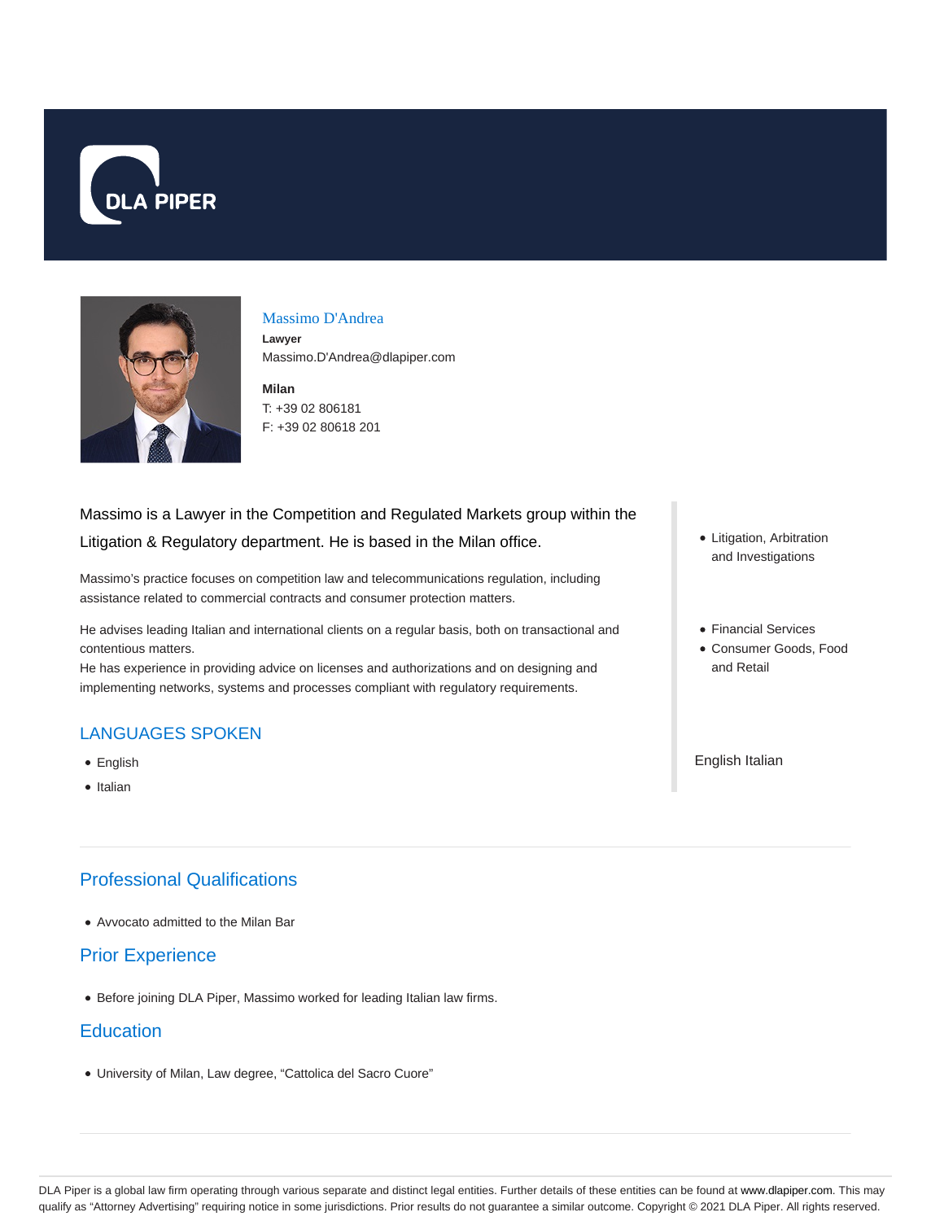# Massimo D'Andrea

**Lawyer**

Massimo.D'Andrea@dlapiper.com

**Milan**

T: +39 02 806181

F: +39 02 80618 201

Massimo is a Lawyer in the Competition and Regulated Markets group within the Litigation & Regulatory department. He is based in the Milan office.

Massimo's practice focuses on competition law and telecommunications regulation, including assistance related to commercial contracts and consumer protection matters.

He advises leading Italian and international clients on a regular basis, both on transactional and contentious matters.
He has experience in providing advice on licenses and authorizations and on designing and implementing networks, systems and processes compliant with regulatory requirements.

## LANGUAGES SPOKEN

- English
- Italian

- Litigation, Arbitration and Investigations

- Financial Services
- Consumer Goods, Food and Retail

English Italian

## Professional Qualifications

- Avvocato admitted to the Milan Bar

## Prior Experience

- Before joining DLA Piper, Massimo worked for leading Italian law firms.

## Education

- University of Milan, Law degree, "Cattolica del Sacro Cuore"

DLA Piper is a global law firm operating through various separate and distinct legal entities. Further details of these entities can be found at www.dlapiper.com. This may qualify as "Attorney Advertising" requiring notice in some jurisdictions. Prior results do not guarantee a similar outcome. Copyright © 2021 DLA Piper. All rights reserved.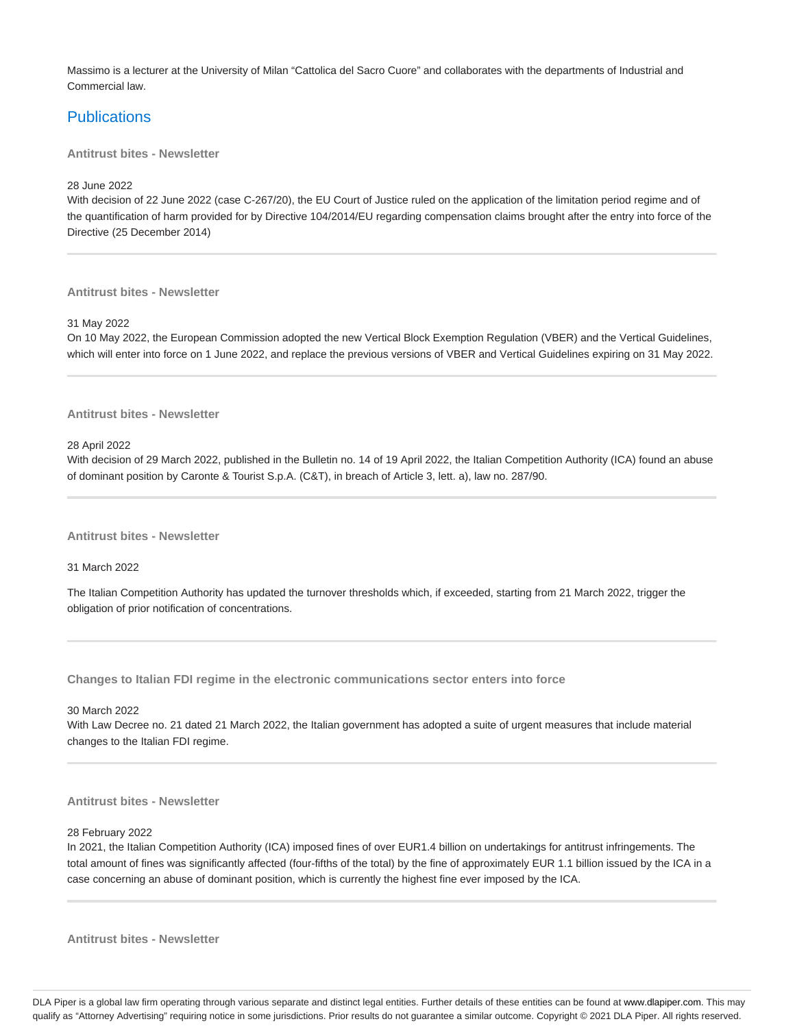Massimo is a lecturer at the University of Milan "Cattolica del Sacro Cuore" and collaborates with the departments of Industrial and Commercial law.

## Publications

**Antitrust bites - Newsletter**

28 June 2022

With decision of 22 June 2022 (case C-267/20), the EU Court of Justice ruled on the application of the limitation period regime and of the quantification of harm provided for by Directive 104/2014/EU regarding compensation claims brought after the entry into force of the Directive (25 December 2014)

---

**Antitrust bites - Newsletter**

31 May 2022

On 10 May 2022, the European Commission adopted the new Vertical Block Exemption Regulation (VBER) and the Vertical Guidelines, which will enter into force on 1 June 2022, and replace the previous versions of VBER and Vertical Guidelines expiring on 31 May 2022.

---

**Antitrust bites - Newsletter**

28 April 2022

With decision of 29 March 2022, published in the Bulletin no. 14 of 19 April 2022, the Italian Competition Authority (ICA) found an abuse of dominant position by Caronte & Tourist S.p.A. (C&T), in breach of Article 3, lett. a), law no. 287/90.

---

**Antitrust bites - Newsletter**

31 March 2022

The Italian Competition Authority has updated the turnover thresholds which, if exceeded, starting from 21 March 2022, trigger the obligation of prior notification of concentrations.

---

**Changes to Italian FDI regime in the electronic communications sector enters into force**

30 March 2022

With Law Decree no. 21 dated 21 March 2022, the Italian government has adopted a suite of urgent measures that include material changes to the Italian FDI regime.

---

**Antitrust bites - Newsletter**

28 February 2022

In 2021, the Italian Competition Authority (ICA) imposed fines of over EUR1.4 billion on undertakings for antitrust infringements. The total amount of fines was significantly affected (four-fifths of the total) by the fine of approximately EUR 1.1 billion issued by the ICA in a case concerning an abuse of dominant position, which is currently the highest fine ever imposed by the ICA.

---

**Antitrust bites - Newsletter**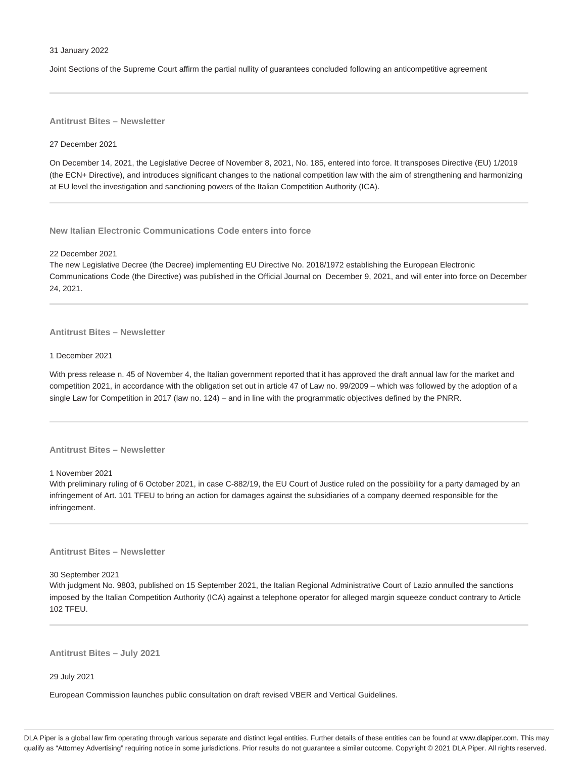31 January 2022

Joint Sections of the Supreme Court affirm the partial nullity of guarantees concluded following an anticompetitive agreement

---

### Antitrust Bites – Newsletter

27 December 2021

On December 14, 2021, the Legislative Decree of November 8, 2021, No. 185, entered into force. It transposes Directive (EU) 1/2019 (the ECN+ Directive), and introduces significant changes to the national competition law with the aim of strengthening and harmonizing at EU level the investigation and sanctioning powers of the Italian Competition Authority (ICA).

---

### New Italian Electronic Communications Code enters into force

22 December 2021

The new Legislative Decree (the Decree) implementing EU Directive No. 2018/1972 establishing the European Electronic Communications Code (the Directive) was published in the Official Journal on December 9, 2021, and will enter into force on December 24, 2021.

---

### Antitrust Bites – Newsletter

1 December 2021

With press release n. 45 of November 4, the Italian government reported that it has approved the draft annual law for the market and competition 2021, in accordance with the obligation set out in article 47 of Law no. 99/2009 – which was followed by the adoption of a single Law for Competition in 2017 (law no. 124) – and in line with the programmatic objectives defined by the PNRR.

---

### Antitrust Bites – Newsletter

1 November 2021

With preliminary ruling of 6 October 2021, in case C-882/19, the EU Court of Justice ruled on the possibility for a party damaged by an infringement of Art. 101 TFEU to bring an action for damages against the subsidiaries of a company deemed responsible for the infringement.

---

### Antitrust Bites – Newsletter

30 September 2021

With judgment No. 9803, published on 15 September 2021, the Italian Regional Administrative Court of Lazio annulled the sanctions imposed by the Italian Competition Authority (ICA) against a telephone operator for alleged margin squeeze conduct contrary to Article 102 TFEU.

---

### Antitrust Bites – July 2021

29 July 2021

European Commission launches public consultation on draft revised VBER and Vertical Guidelines.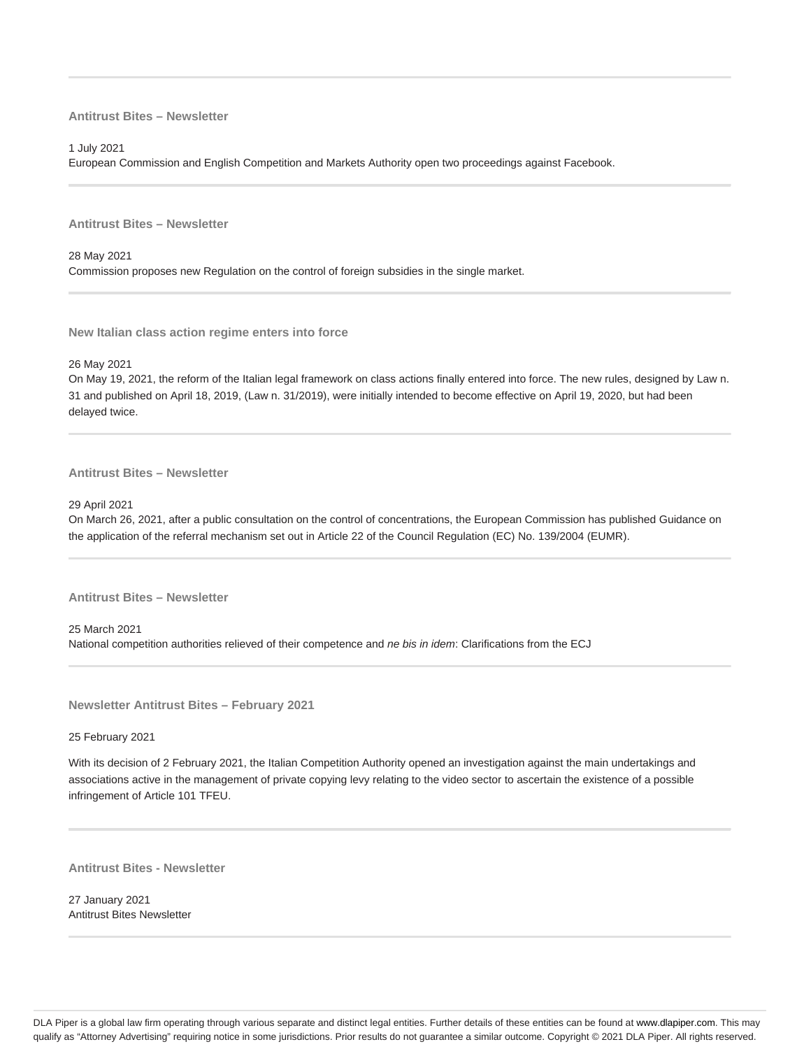### Antitrust Bites – Newsletter

1 July 2021
European Commission and English Competition and Markets Authority open two proceedings against Facebook.

### Antitrust Bites – Newsletter

28 May 2021
Commission proposes new Regulation on the control of foreign subsidies in the single market.

### New Italian class action regime enters into force

26 May 2021
On May 19, 2021, the reform of the Italian legal framework on class actions finally entered into force. The new rules, designed by Law n. 31 and published on April 18, 2019, (Law n. 31/2019), were initially intended to become effective on April 19, 2020, but had been delayed twice.

### Antitrust Bites – Newsletter

29 April 2021
On March 26, 2021, after a public consultation on the control of concentrations, the European Commission has published Guidance on the application of the referral mechanism set out in Article 22 of the Council Regulation (EC) No. 139/2004 (EUMR).

### Antitrust Bites – Newsletter

25 March 2021
National competition authorities relieved of their competence and *ne bis in idem*: Clarifications from the ECJ

### Newsletter Antitrust Bites – February 2021

25 February 2021

With its decision of 2 February 2021, the Italian Competition Authority opened an investigation against the main undertakings and associations active in the management of private copying levy relating to the video sector to ascertain the existence of a possible infringement of Article 101 TFEU.

### Antitrust Bites - Newsletter

27 January 2021
Antitrust Bites Newsletter

DLA Piper is a global law firm operating through various separate and distinct legal entities. Further details of these entities can be found at www.dlapiper.com. This may qualify as "Attorney Advertising" requiring notice in some jurisdictions. Prior results do not guarantee a similar outcome. Copyright © 2021 DLA Piper. All rights reserved.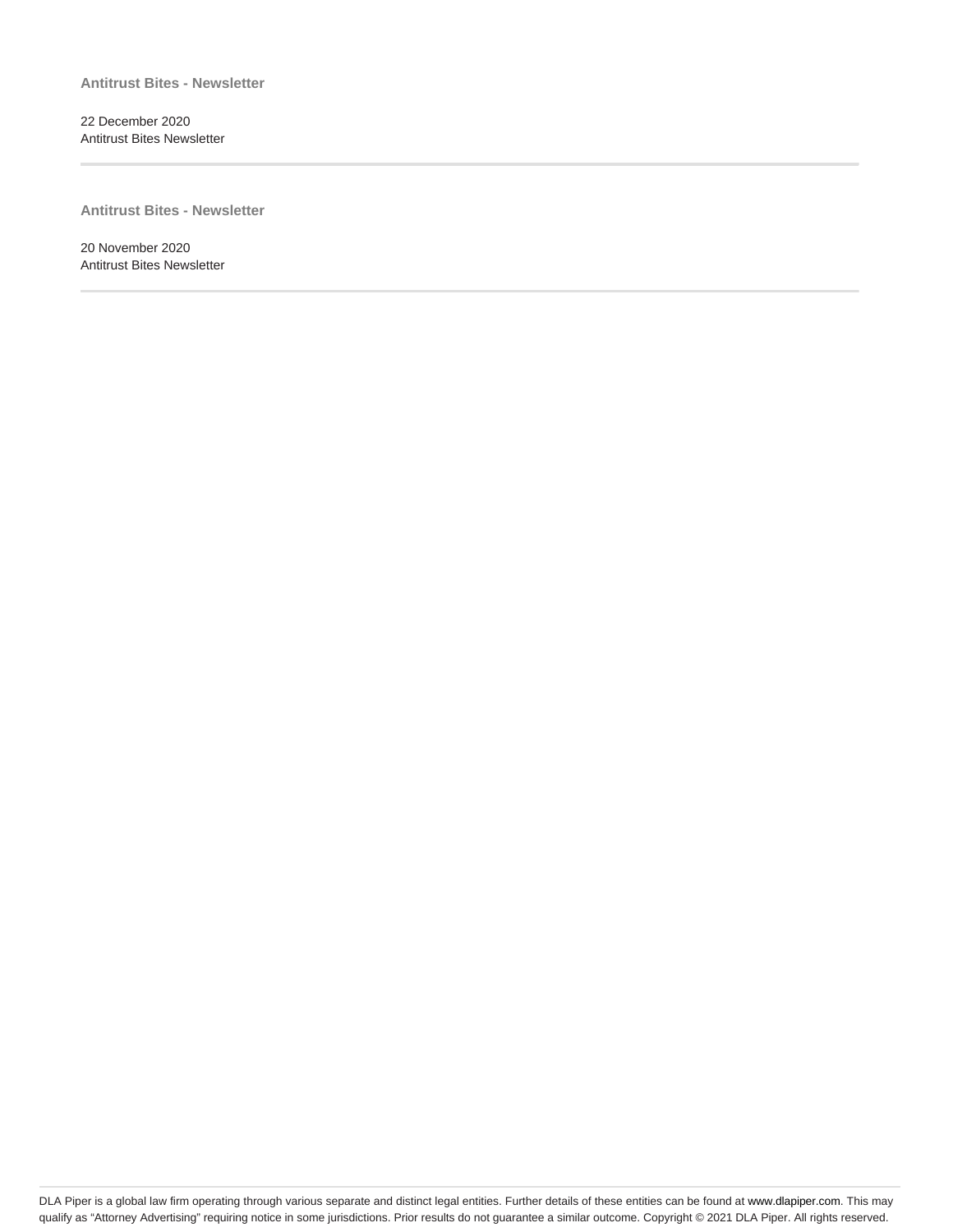**Antitrust Bites - Newsletter**

22 December 2020
Antitrust Bites Newsletter

---

**Antitrust Bites - Newsletter**

20 November 2020
Antitrust Bites Newsletter

---

DLA Piper is a global law firm operating through various separate and distinct legal entities. Further details of these entities can be found at www.dlapiper.com. This may qualify as "Attorney Advertising" requiring notice in some jurisdictions. Prior results do not guarantee a similar outcome. Copyright © 2021 DLA Piper. All rights reserved.